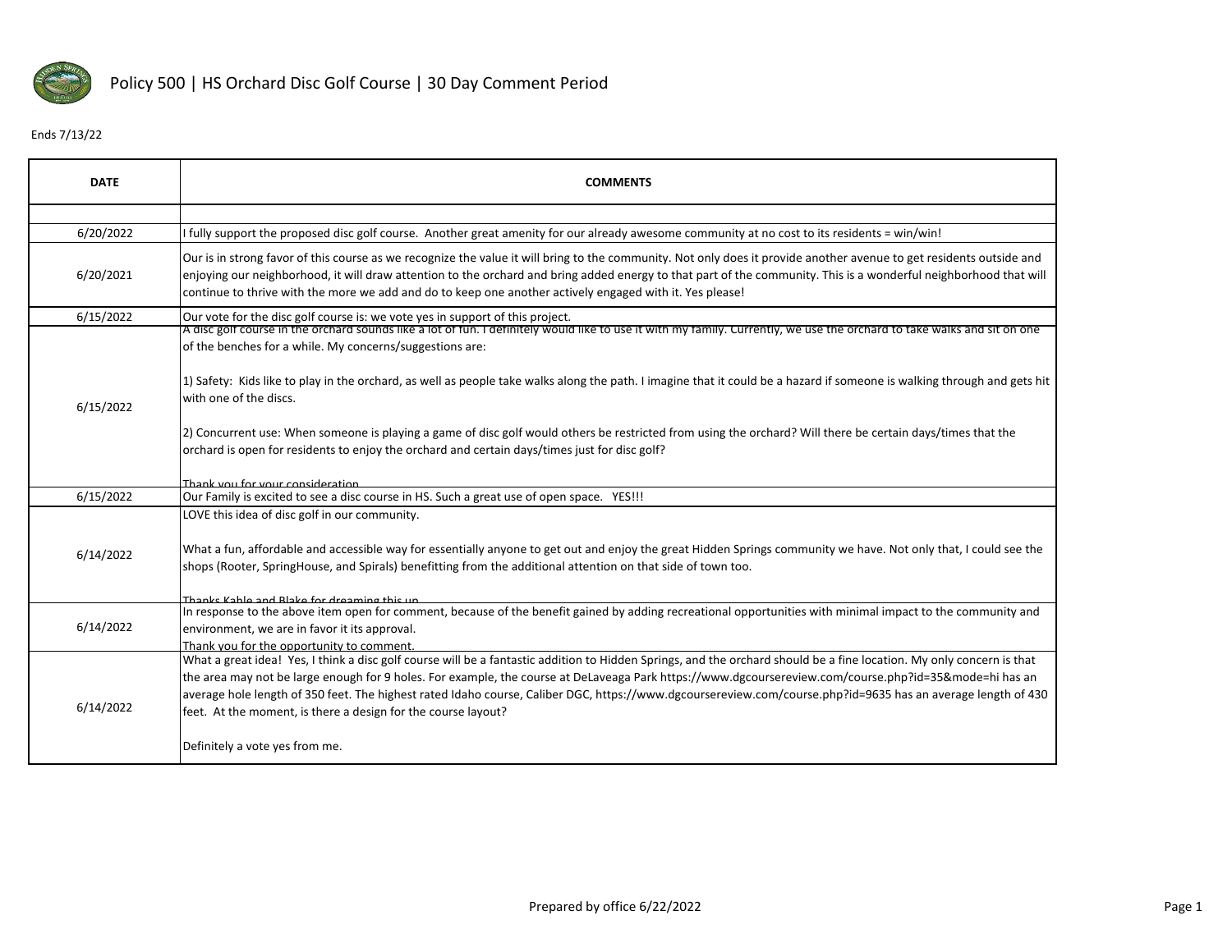# Policy 500 | HS Orchard Disc Golf Course | 30 Day Comment Period

Ends 7/13/22

| DATE | COMMENTS |
|---|---|
| | |
| 6/20/2022 | I fully support the proposed disc golf course. Another great amenity for our already awesome community at no cost to its residents = win/win! |
| 6/20/2021 | Our is in strong favor of this course as we recognize the value it will bring to the community. Not only does it provide another avenue to get residents outside and enjoying our neighborhood, it will draw attention to the orchard and bring added energy to that part of the community. This is a wonderful neighborhood that will continue to thrive with the more we add and do to keep one another actively engaged with it. Yes please! |
| 6/15/2022 | Our vote for the disc golf course is: we vote yes in support of this project. |
| 6/15/2022 | A disc golf course in the orchard sounds like a lot of fun. I definitely would like to use it with my family. Currently, we use the orchard to take walks and sit on one of the benches for a while. My concerns/suggestions are:<br><br>1) Safety: Kids like to play in the orchard, as well as people take walks along the path. I imagine that it could be a hazard if someone is walking through and gets hit with one of the discs.<br><br>2) Concurrent use: When someone is playing a game of disc golf would others be restricted from using the orchard? Will there be certain days/times that the orchard is open for residents to enjoy the orchard and certain days/times just for disc golf?<br><br>Thank you for your consideration |
| 6/15/2022 | Our Family is excited to see a disc course in HS. Such a great use of open space. YES!!! |
| 6/14/2022 | LOVE this idea of disc golf in our community.<br><br>What a fun, affordable and accessible way for essentially anyone to get out and enjoy the great Hidden Springs community we have. Not only that, I could see the shops (Rooter, SpringHouse, and Spirals) benefitting from the additional attention on that side of town too.<br><br>Thanks Kahle and Blake for dreaming this up |
| 6/14/2022 | In response to the above item open for comment, because of the benefit gained by adding recreational opportunities with minimal impact to the community and environment, we are in favor it its approval.<br>Thank you for the opportunity to comment. |
| 6/14/2022 | What a great idea! Yes, I think a disc golf course will be a fantastic addition to Hidden Springs, and the orchard should be a fine location. My only concern is that the area may not be large enough for 9 holes. For example, the course at DeLaveaga Park https://www.dgcoursereview.com/course.php?id=35&mode=hi has an average hole length of 350 feet. The highest rated Idaho course, Caliber DGC, https://www.dgcoursereview.com/course.php?id=9635 has an average length of 430 feet. At the moment, is there a design for the course layout?<br><br>Definitely a vote yes from me. |

Prepared by office 6/22/2022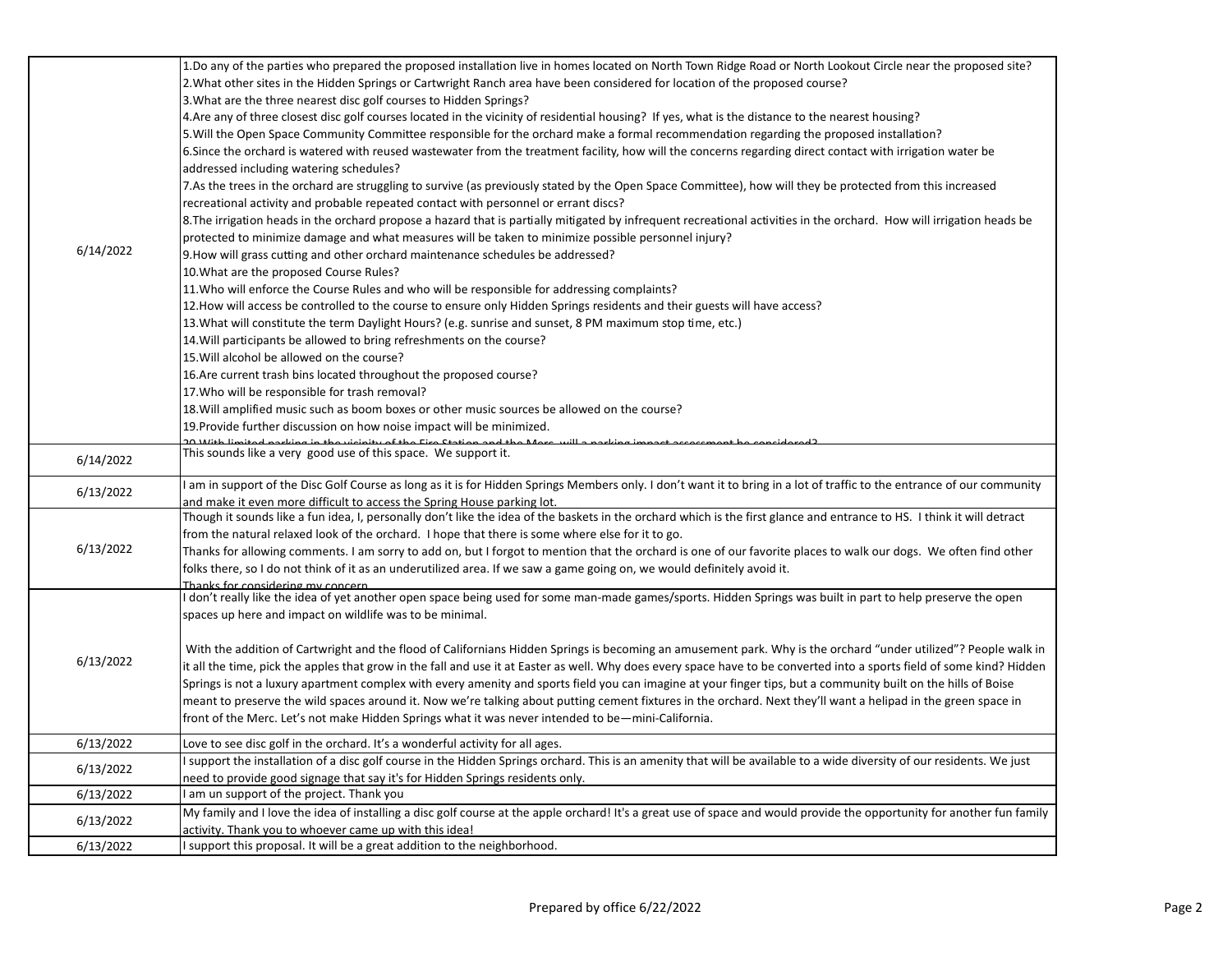| | |
|---|---|
| 6/14/2022 | 1.Do any of the parties who prepared the proposed installation live in homes located on North Town Ridge Road or North Lookout Circle near the proposed site?<br>2.What other sites in the Hidden Springs or Cartwright Ranch area have been considered for location of the proposed course?<br>3.What are the three nearest disc golf courses to Hidden Springs?<br>4.Are any of three closest disc golf courses located in the vicinity of residential housing? If yes, what is the distance to the nearest housing?<br>5.Will the Open Space Community Committee responsible for the orchard make a formal recommendation regarding the proposed installation?<br>6.Since the orchard is watered with reused wastewater from the treatment facility, how will the concerns regarding direct contact with irrigation water be addressed including watering schedules?<br>7.As the trees in the orchard are struggling to survive (as previously stated by the Open Space Committee), how will they be protected from this increased recreational activity and probable repeated contact with personnel or errant discs?<br>8.The irrigation heads in the orchard propose a hazard that is partially mitigated by infrequent recreational activities in the orchard. How will irrigation heads be protected to minimize damage and what measures will be taken to minimize possible personnel injury?<br>9.How will grass cutting and other orchard maintenance schedules be addressed?<br>10.What are the proposed Course Rules?<br>11.Who will enforce the Course Rules and who will be responsible for addressing complaints?<br>12.How will access be controlled to the course to ensure only Hidden Springs residents and their guests will have access?<br>13.What will constitute the term Daylight Hours? (e.g. sunrise and sunset, 8 PM maximum stop time, etc.)<br>14.Will participants be allowed to bring refreshments on the course?<br>15.Will alcohol be allowed on the course?<br>16.Are current trash bins located throughout the proposed course?<br>17.Who will be responsible for trash removal?<br>18.Will amplified music such as boom boxes or other music sources be allowed on the course?<br>19.Provide further discussion on how noise impact will be minimized.<br>20.With limited parking in the vicinity of the Fire Station and the Merc, will a parking impact assessment be considered? |
| 6/14/2022 | This sounds like a very good use of this space. We support it. |
| 6/13/2022 | I am in support of the Disc Golf Course as long as it is for Hidden Springs Members only. I don't want it to bring in a lot of traffic to the entrance of our community and make it even more difficult to access the Spring House parking lot. |
| 6/13/2022 | Though it sounds like a fun idea, I, personally don't like the idea of the baskets in the orchard which is the first glance and entrance to HS. I think it will detract from the natural relaxed look of the orchard. I hope that there is some where else for it to go.<br>Thanks for allowing comments. I am sorry to add on, but I forgot to mention that the orchard is one of our favorite places to walk our dogs. We often find other folks there, so I do not think of it as an underutilized area. If we saw a game going on, we would definitely avoid it.<br>Thanks for considering my concern. |
| 6/13/2022 | I don't really like the idea of yet another open space being used for some man-made games/sports. Hidden Springs was built in part to help preserve the open spaces up here and impact on wildlife was to be minimal.<br><br>With the addition of Cartwright and the flood of Californians Hidden Springs is becoming an amusement park. Why is the orchard "under utilized"? People walk in it all the time, pick the apples that grow in the fall and use it at Easter as well. Why does every space have to be converted into a sports field of some kind? Hidden Springs is not a luxury apartment complex with every amenity and sports field you can imagine at your finger tips, but a community built on the hills of Boise meant to preserve the wild spaces around it. Now we're talking about putting cement fixtures in the orchard. Next they'll want a helipad in the green space in front of the Merc. Let's not make Hidden Springs what it was never intended to be—mini-California. |
| 6/13/2022 | Love to see disc golf in the orchard. It's a wonderful activity for all ages. |
| 6/13/2022 | I support the installation of a disc golf course in the Hidden Springs orchard. This is an amenity that will be available to a wide diversity of our residents. We just need to provide good signage that say it's for Hidden Springs residents only. |
| 6/13/2022 | I am un support of the project. Thank you |
| 6/13/2022 | My family and I love the idea of installing a disc golf course at the apple orchard! It's a great use of space and would provide the opportunity for another fun family activity. Thank you to whoever came up with this idea! |
| 6/13/2022 | I support this proposal. It will be a great addition to the neighborhood. |

Prepared by office 6/22/2022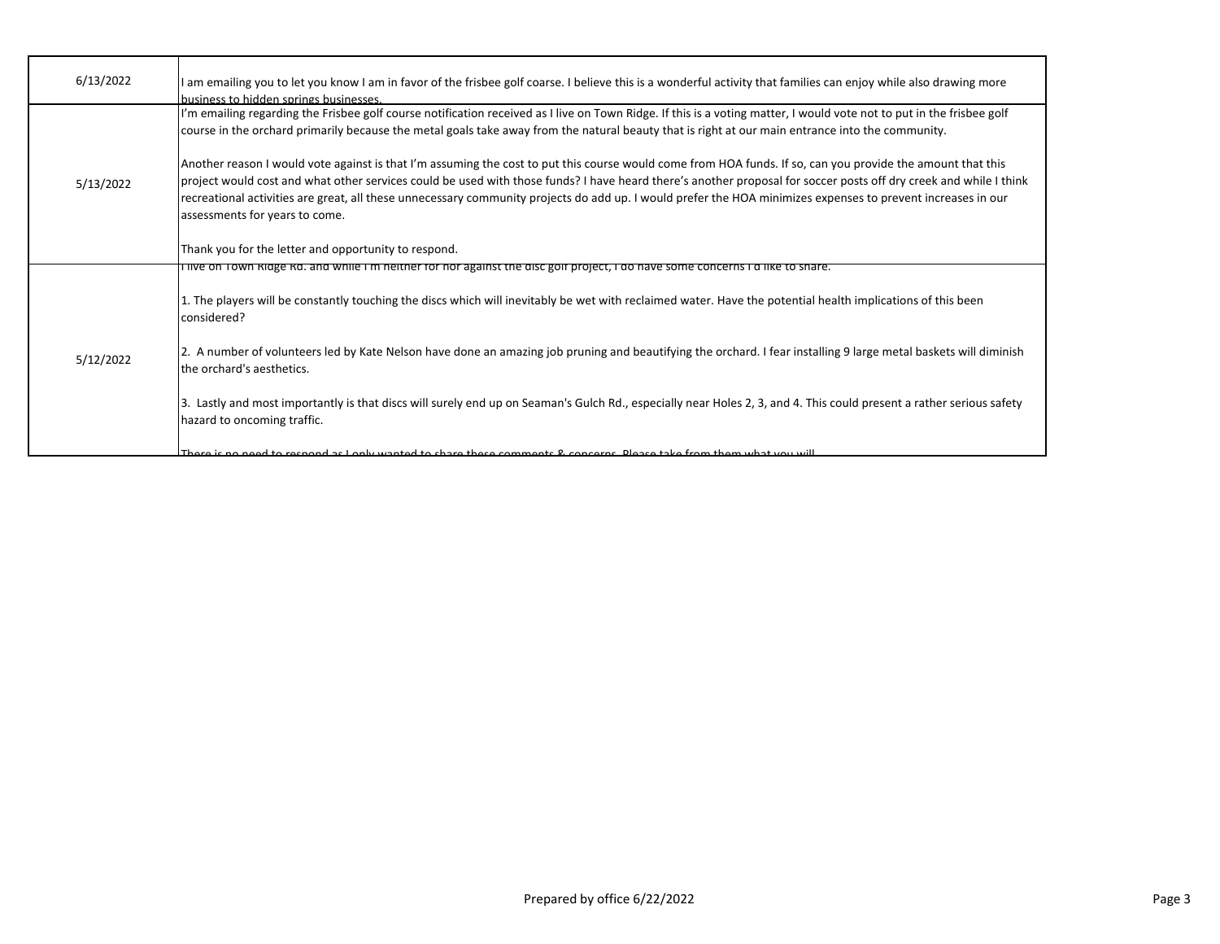| | |
|---|---|
| 6/13/2022 | I am emailing you to let you know I am in favor of the frisbee golf coarse. I believe this is a wonderful activity that families can enjoy while also drawing more business to hidden springs businesses. |
| 5/13/2022 | I'm emailing regarding the Frisbee golf course notification received as I live on Town Ridge. If this is a voting matter, I would vote not to put in the frisbee golf course in the orchard primarily because the metal goals take away from the natural beauty that is right at our main entrance into the community.<br><br>Another reason I would vote against is that I'm assuming the cost to put this course would come from HOA funds. If so, can you provide the amount that this project would cost and what other services could be used with those funds? I have heard there's another proposal for soccer posts off dry creek and while I think recreational activities are great, all these unnecessary community projects do add up. I would prefer the HOA minimizes expenses to prevent increases in our assessments for years to come.<br><br>Thank you for the letter and opportunity to respond. |
| 5/12/2022 | I live on Town Ridge Rd. and while I'm neither for nor against the disc golf project, I do have some concerns I'd like to share.<br><br>1. The players will be constantly touching the discs which will inevitably be wet with reclaimed water. Have the potential health implications of this been considered?<br><br>2. A number of volunteers led by Kate Nelson have done an amazing job pruning and beautifying the orchard. I fear installing 9 large metal baskets will diminish the orchard's aesthetics.<br><br>3. Lastly and most importantly is that discs will surely end up on Seaman's Gulch Rd., especially near Holes 2, 3, and 4. This could present a rather serious safety hazard to oncoming traffic.<br><br>There is no need to respond as I only wanted to share these comments & concerns. Please take from them what you will. |

Prepared by office 6/22/2022